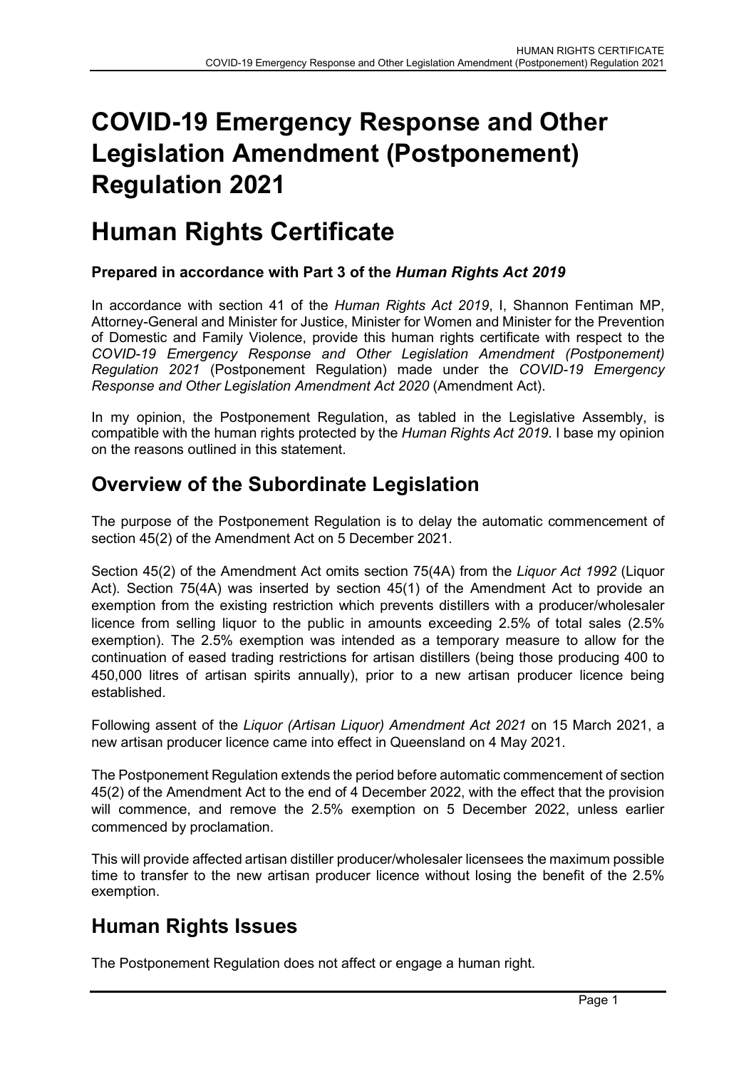# COVID-19 Emergency Response and Other Legislation Amendment (Postponement) Regulation 2021

# Human Rights Certificate

**Prepared in accordance with Part 3 of the *Human Rights Act 2019***

In accordance with section 41 of the *Human Rights Act 2019*, I, Shannon Fentiman MP, Attorney-General and Minister for Justice, Minister for Women and Minister for the Prevention of Domestic and Family Violence, provide this human rights certificate with respect to the *COVID-19 Emergency Response and Other Legislation Amendment (Postponement) Regulation 2021* (Postponement Regulation) made under the *COVID-19 Emergency Response and Other Legislation Amendment Act 2020* (Amendment Act).

In my opinion, the Postponement Regulation, as tabled in the Legislative Assembly, is compatible with the human rights protected by the *Human Rights Act 2019*. I base my opinion on the reasons outlined in this statement.

## Overview of the Subordinate Legislation

The purpose of the Postponement Regulation is to delay the automatic commencement of section 45(2) of the Amendment Act on 5 December 2021.

Section 45(2) of the Amendment Act omits section 75(4A) from the *Liquor Act 1992* (Liquor Act). Section 75(4A) was inserted by section 45(1) of the Amendment Act to provide an exemption from the existing restriction which prevents distillers with a producer/wholesaler licence from selling liquor to the public in amounts exceeding 2.5% of total sales (2.5% exemption). The 2.5% exemption was intended as a temporary measure to allow for the continuation of eased trading restrictions for artisan distillers (being those producing 400 to 450,000 litres of artisan spirits annually), prior to a new artisan producer licence being established.

Following assent of the *Liquor (Artisan Liquor) Amendment Act 2021* on 15 March 2021, a new artisan producer licence came into effect in Queensland on 4 May 2021.

The Postponement Regulation extends the period before automatic commencement of section 45(2) of the Amendment Act to the end of 4 December 2022, with the effect that the provision will commence, and remove the 2.5% exemption on 5 December 2022, unless earlier commenced by proclamation.

This will provide affected artisan distiller producer/wholesaler licensees the maximum possible time to transfer to the new artisan producer licence without losing the benefit of the 2.5% exemption.

## Human Rights Issues

The Postponement Regulation does not affect or engage a human right.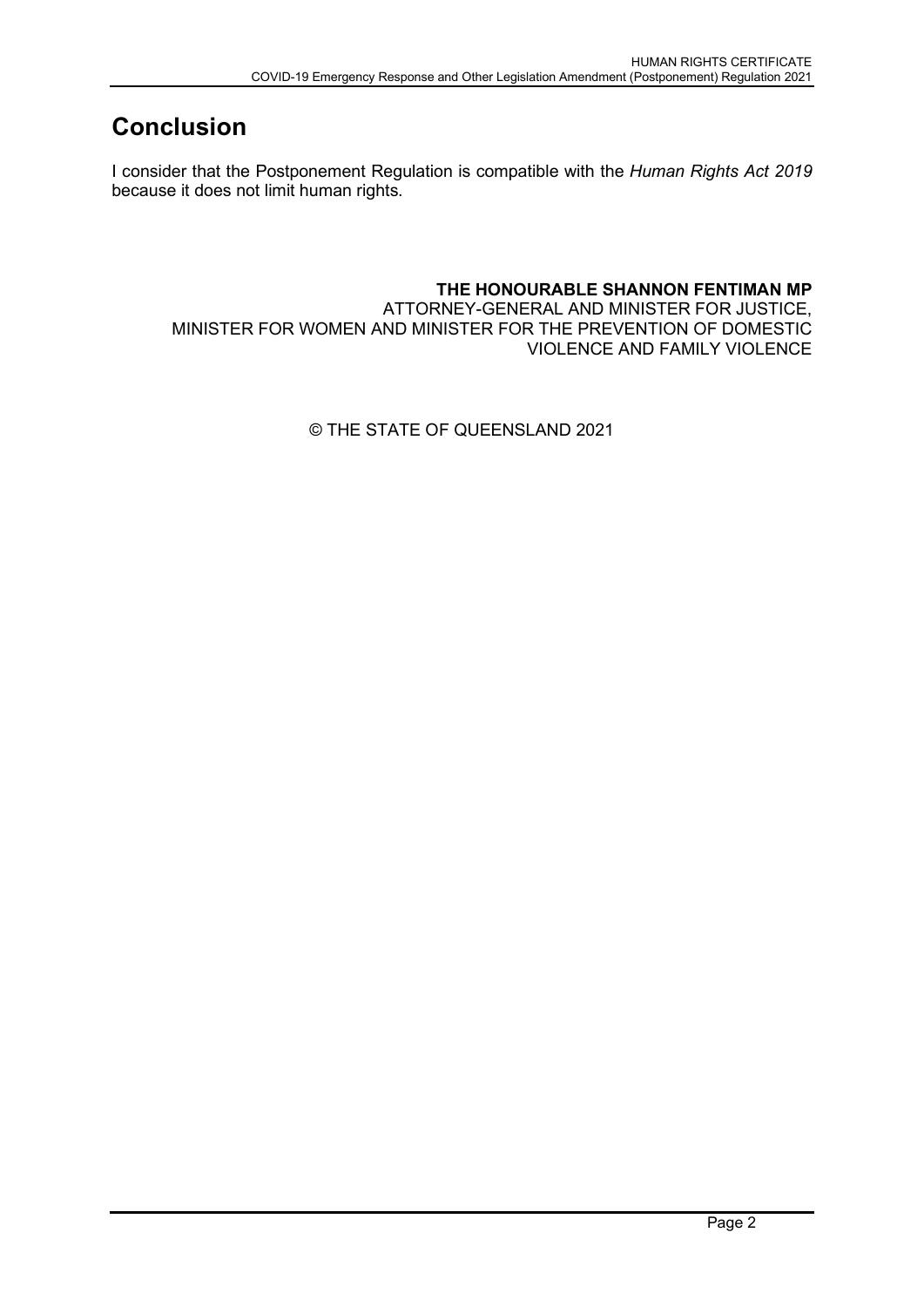## Conclusion

I consider that the Postponement Regulation is compatible with the *Human Rights Act 2019* because it does not limit human rights.

**THE HONOURABLE SHANNON FENTIMAN MP**
ATTORNEY-GENERAL AND MINISTER FOR JUSTICE,
MINISTER FOR WOMEN AND MINISTER FOR THE PREVENTION OF DOMESTIC VIOLENCE AND FAMILY VIOLENCE

© THE STATE OF QUEENSLAND 2021